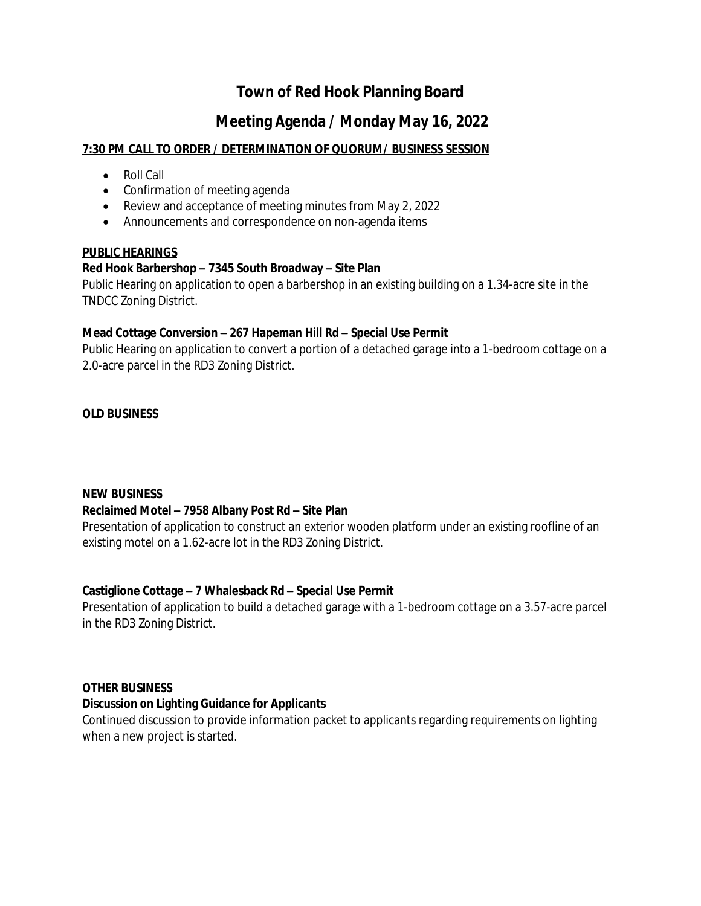# Town of Red Hook Planning Board

## Meeting Agenda / Monday May 16, 2022

**7:30 PM CALL TO ORDER / DETERMINATION OF QUORUM/ BUSINESS SESSION**

- Roll Call
- Confirmation of meeting agenda
- Review and acceptance of meeting minutes from May 2, 2022
- Announcements and correspondence on non-agenda items

**PUBLIC HEARINGS**

**Red Hook Barbershop – 7345 South Broadway – Site Plan**

Public Hearing on application to open a barbershop in an existing building on a 1.34-acre site in the TNDCC Zoning District.

**Mead Cottage Conversion – 267 Hapeman Hill Rd – Special Use Permit**

Public Hearing on application to convert a portion of a detached garage into a 1-bedroom cottage on a 2.0-acre parcel in the RD3 Zoning District.

**OLD BUSINESS**

**NEW BUSINESS**

**Reclaimed Motel – 7958 Albany Post Rd – Site Plan**

Presentation of application to construct an exterior wooden platform under an existing roofline of an existing motel on a 1.62-acre lot in the RD3 Zoning District.

**Castiglione Cottage – 7 Whalesback Rd – Special Use Permit**

Presentation of application to build a detached garage with a 1-bedroom cottage on a 3.57-acre parcel in the RD3 Zoning District.

**OTHER BUSINESS**

**Discussion on Lighting Guidance for Applicants**

Continued discussion to provide information packet to applicants regarding requirements on lighting when a new project is started.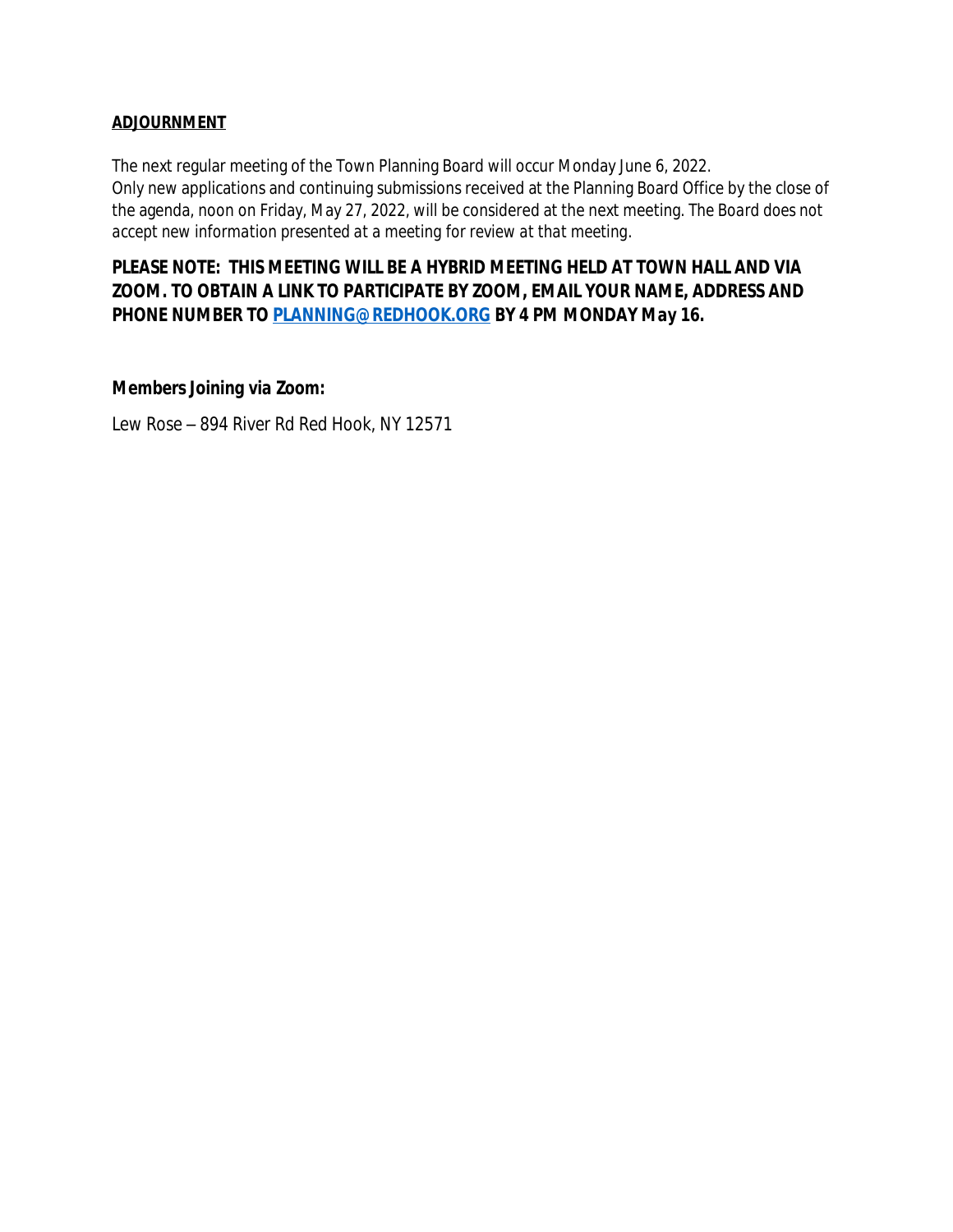**ADJOURNMENT**

The next regular meeting of the Town Planning Board will occur Monday June 6, 2022. Only new applications and continuing submissions received at the Planning Board Office by the close of the agenda, noon on Friday, May 27, 2022, will be considered at the next meeting. *The Board does not accept new information presented at a meeting for review at that meeting.*

**PLEASE NOTE: THIS MEETING WILL BE A HYBRID MEETING HELD AT TOWN HALL AND VIA ZOOM. TO OBTAIN A LINK TO PARTICIPATE BY ZOOM, EMAIL YOUR NAME, ADDRESS AND PHONE NUMBER TO PLANNING@REDHOOK.ORG BY 4 PM MONDAY May 16.**

**Members Joining via Zoom:**

Lew Rose – 894 River Rd Red Hook, NY 12571